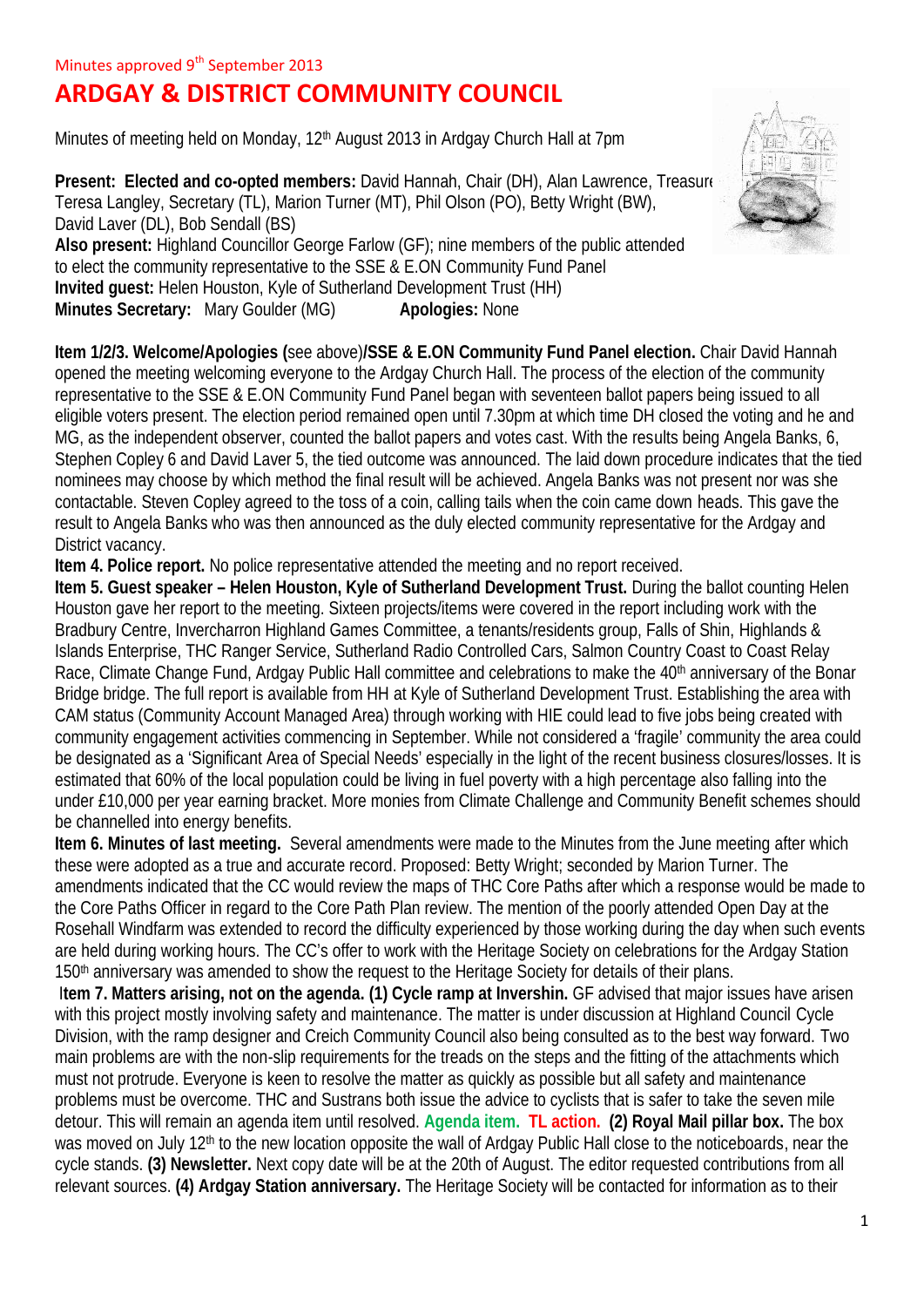Minutes approved 9th September 2013

# ARDGAY & DISTRICT COMMUNITY COUNCIL

Minutes of meeting held on Monday, 12th August 2013 in Ardgay Church Hall at 7pm

**Present: Elected and co-opted members:** David Hannah, Chair (DH), Alan Lawrence, Treasurer, Teresa Langley, Secretary (TL), Marion Turner (MT), Phil Olson (PO), Betty Wright (BW), David Laver (DL), Bob Sendall (BS)
**Also present:** Highland Councillor George Farlow (GF); nine members of the public attended to elect the community representative to the SSE & E.ON Community Fund Panel
**Invited guest:** Helen Houston, Kyle of Sutherland Development Trust (HH)
**Minutes Secretary:** Mary Goulder (MG) **Apologies:** None

**Item 1/2/3. Welcome/Apologies (**see above)**/SSE & E.ON Community Fund Panel election.** Chair David Hannah opened the meeting welcoming everyone to the Ardgay Church Hall. The process of the election of the community representative to the SSE & E.ON Community Fund Panel began with seventeen ballot papers being issued to all eligible voters present. The election period remained open until 7.30pm at which time DH closed the voting and he and MG, as the independent observer, counted the ballot papers and votes cast. With the results being Angela Banks, 6, Stephen Copley 6 and David Laver 5, the tied outcome was announced. The laid down procedure indicates that the tied nominees may choose by which method the final result will be achieved. Angela Banks was not present nor was she contactable. Steven Copley agreed to the toss of a coin, calling tails when the coin came down heads. This gave the result to Angela Banks who was then announced as the duly elected community representative for the Ardgay and District vacancy.

**Item 4. Police report.** No police representative attended the meeting and no report received.

**Item 5. Guest speaker – Helen Houston, Kyle of Sutherland Development Trust.** During the ballot counting Helen Houston gave her report to the meeting. Sixteen projects/items were covered in the report including work with the Bradbury Centre, Invercharron Highland Games Committee, a tenants/residents group, Falls of Shin, Highlands & Islands Enterprise, THC Ranger Service, Sutherland Radio Controlled Cars, Salmon Country Coast to Coast Relay Race, Climate Change Fund, Ardgay Public Hall committee and celebrations to make the 40th anniversary of the Bonar Bridge bridge. The full report is available from HH at Kyle of Sutherland Development Trust. Establishing the area with CAM status (Community Account Managed Area) through working with HIE could lead to five jobs being created with community engagement activities commencing in September. While not considered a 'fragile' community the area could be designated as a 'Significant Area of Special Needs' especially in the light of the recent business closures/losses. It is estimated that 60% of the local population could be living in fuel poverty with a high percentage also falling into the under £10,000 per year earning bracket. More monies from Climate Challenge and Community Benefit schemes should be channelled into energy benefits.

**Item 6. Minutes of last meeting.** Several amendments were made to the Minutes from the June meeting after which these were adopted as a true and accurate record. Proposed: Betty Wright; seconded by Marion Turner. The amendments indicated that the CC would review the maps of THC Core Paths after which a response would be made to the Core Paths Officer in regard to the Core Path Plan review. The mention of the poorly attended Open Day at the Rosehall Windfarm was extended to record the difficulty experienced by those working during the day when such events are held during working hours. The CC's offer to work with the Heritage Society on celebrations for the Ardgay Station 150th anniversary was amended to show the request to the Heritage Society for details of their plans.

**Item 7. Matters arising, not on the agenda. (1) Cycle ramp at Invershin.** GF advised that major issues have arisen with this project mostly involving safety and maintenance. The matter is under discussion at Highland Council Cycle Division, with the ramp designer and Creich Community Council also being consulted as to the best way forward. Two main problems are with the non-slip requirements for the treads on the steps and the fitting of the attachments which must not protrude. Everyone is keen to resolve the matter as quickly as possible but all safety and maintenance problems must be overcome. THC and Sustrans both issue the advice to cyclists that is safer to take the seven mile detour. This will remain an agenda item until resolved. **Agenda item. TL action. (2) Royal Mail pillar box.** The box was moved on July 12th to the new location opposite the wall of Ardgay Public Hall close to the noticeboards, near the cycle stands. **(3) Newsletter.** Next copy date will be at the 20th of August. The editor requested contributions from all relevant sources. **(4) Ardgay Station anniversary.** The Heritage Society will be contacted for information as to their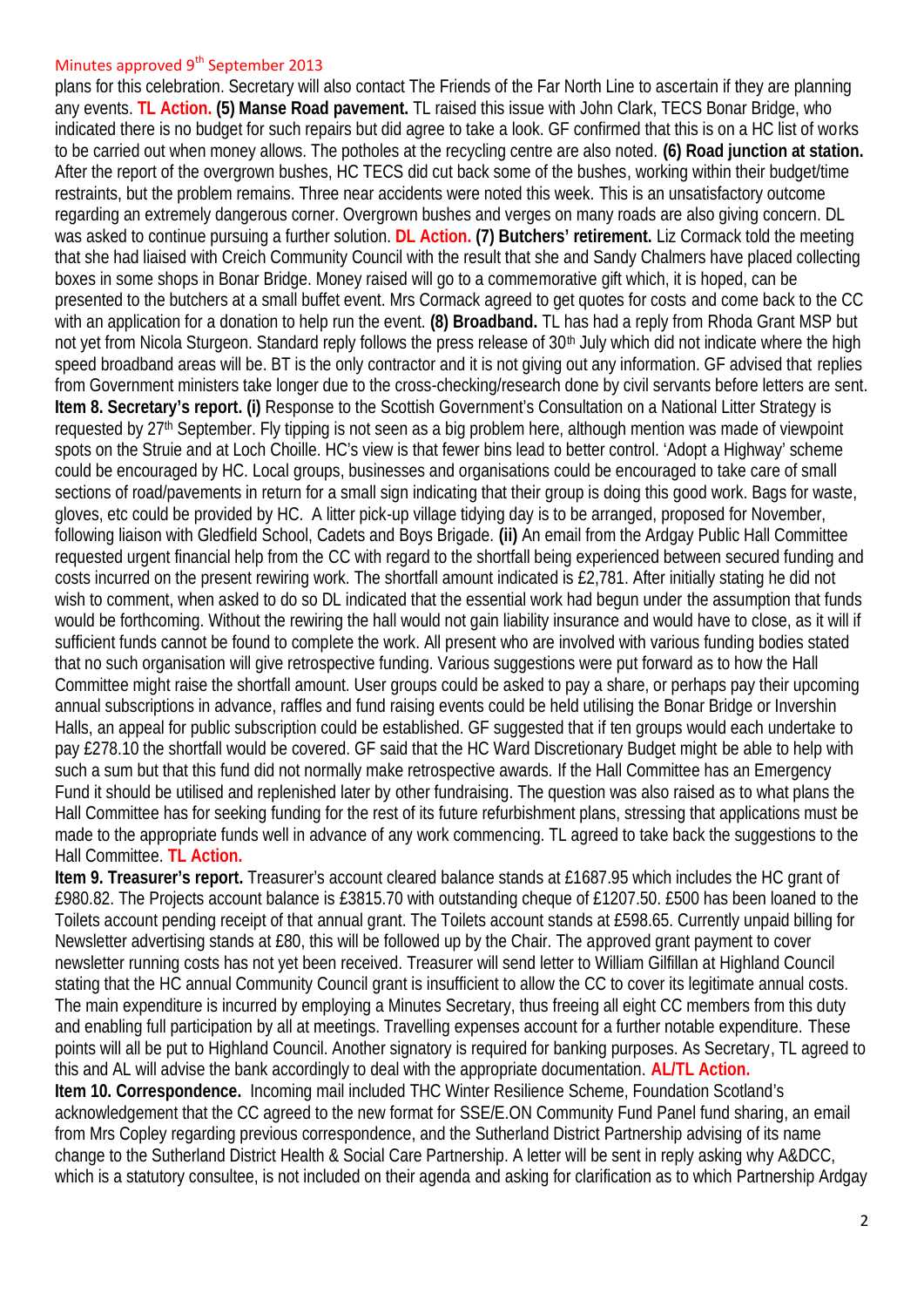Minutes approved 9th September 2013

plans for this celebration. Secretary will also contact The Friends of the Far North Line to ascertain if they are planning any events. **TL Action.** **(5) Manse Road pavement.** TL raised this issue with John Clark, TECS Bonar Bridge, who indicated there is no budget for such repairs but did agree to take a look. GF confirmed that this is on a HC list of works to be carried out when money allows. The potholes at the recycling centre are also noted. **(6) Road junction at station.** After the report of the overgrown bushes, HC TECS did cut back some of the bushes, working within their budget/time restraints, but the problem remains. Three near accidents were noted this week. This is an unsatisfactory outcome regarding an extremely dangerous corner. Overgrown bushes and verges on many roads are also giving concern. DL was asked to continue pursuing a further solution. **DL Action.** **(7) Butchers' retirement.** Liz Cormack told the meeting that she had liaised with Creich Community Council with the result that she and Sandy Chalmers have placed collecting boxes in some shops in Bonar Bridge. Money raised will go to a commemorative gift which, it is hoped, can be presented to the butchers at a small buffet event. Mrs Cormack agreed to get quotes for costs and come back to the CC with an application for a donation to help run the event. **(8) Broadband.** TL has had a reply from Rhoda Grant MSP but not yet from Nicola Sturgeon. Standard reply follows the press release of 30th July which did not indicate where the high speed broadband areas will be. BT is the only contractor and it is not giving out any information. GF advised that replies from Government ministers take longer due to the cross-checking/research done by civil servants before letters are sent.

**Item 8. Secretary's report. (i)** Response to the Scottish Government's Consultation on a National Litter Strategy is requested by 27th September. Fly tipping is not seen as a big problem here, although mention was made of viewpoint spots on the Struie and at Loch Choille. HC's view is that fewer bins lead to better control. 'Adopt a Highway' scheme could be encouraged by HC. Local groups, businesses and organisations could be encouraged to take care of small sections of road/pavements in return for a small sign indicating that their group is doing this good work. Bags for waste, gloves, etc could be provided by HC. A litter pick-up village tidying day is to be arranged, proposed for November, following liaison with Gledfield School, Cadets and Boys Brigade. **(ii)** An email from the Ardgay Public Hall Committee requested urgent financial help from the CC with regard to the shortfall being experienced between secured funding and costs incurred on the present rewiring work. The shortfall amount indicated is £2,781. After initially stating he did not wish to comment, when asked to do so DL indicated that the essential work had begun under the assumption that funds would be forthcoming. Without the rewiring the hall would not gain liability insurance and would have to close, as it will if sufficient funds cannot be found to complete the work. All present who are involved with various funding bodies stated that no such organisation will give retrospective funding. Various suggestions were put forward as to how the Hall Committee might raise the shortfall amount. User groups could be asked to pay a share, or perhaps pay their upcoming annual subscriptions in advance, raffles and fund raising events could be held utilising the Bonar Bridge or Invershin Halls, an appeal for public subscription could be established. GF suggested that if ten groups would each undertake to pay £278.10 the shortfall would be covered. GF said that the HC Ward Discretionary Budget might be able to help with such a sum but that this fund did not normally make retrospective awards. If the Hall Committee has an Emergency Fund it should be utilised and replenished later by other fundraising. The question was also raised as to what plans the Hall Committee has for seeking funding for the rest of its future refurbishment plans, stressing that applications must be made to the appropriate funds well in advance of any work commencing. TL agreed to take back the suggestions to the Hall Committee. **TL Action.**

**Item 9. Treasurer's report.** Treasurer's account cleared balance stands at £1687.95 which includes the HC grant of £980.82. The Projects account balance is £3815.70 with outstanding cheque of £1207.50. £500 has been loaned to the Toilets account pending receipt of that annual grant. The Toilets account stands at £598.65. Currently unpaid billing for Newsletter advertising stands at £80, this will be followed up by the Chair. The approved grant payment to cover newsletter running costs has not yet been received. Treasurer will send letter to William Gilfillan at Highland Council stating that the HC annual Community Council grant is insufficient to allow the CC to cover its legitimate annual costs. The main expenditure is incurred by employing a Minutes Secretary, thus freeing all eight CC members from this duty and enabling full participation by all at meetings. Travelling expenses account for a further notable expenditure. These points will all be put to Highland Council. Another signatory is required for banking purposes. As Secretary, TL agreed to this and AL will advise the bank accordingly to deal with the appropriate documentation. **AL/TL Action.**

**Item 10. Correspondence.** Incoming mail included THC Winter Resilience Scheme, Foundation Scotland's acknowledgement that the CC agreed to the new format for SSE/E.ON Community Fund Panel fund sharing, an email from Mrs Copley regarding previous correspondence, and the Sutherland District Partnership advising of its name change to the Sutherland District Health & Social Care Partnership. A letter will be sent in reply asking why A&DCC, which is a statutory consultee, is not included on their agenda and asking for clarification as to which Partnership Ardgay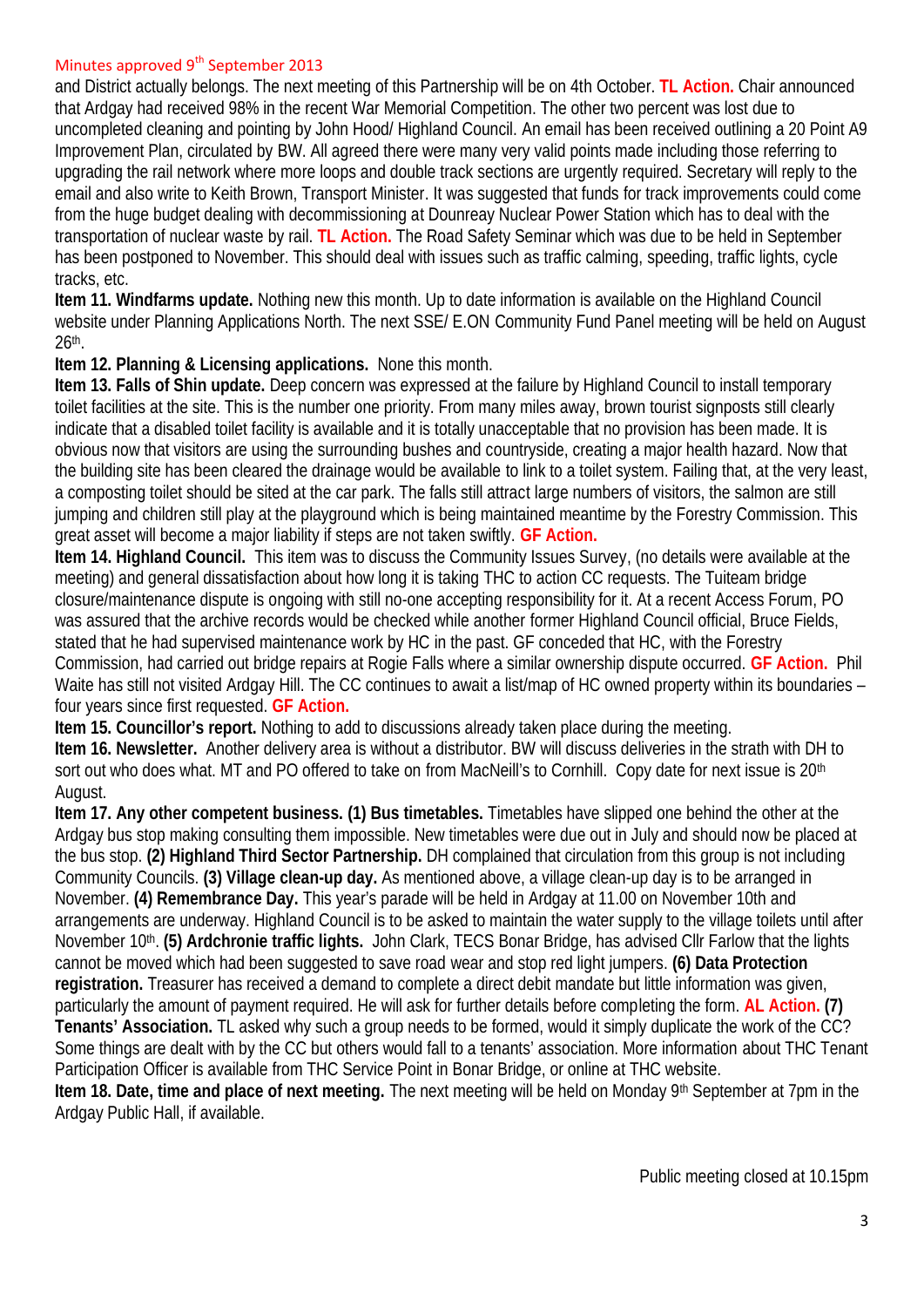Minutes approved 9th September 2013

and District actually belongs. The next meeting of this Partnership will be on 4th October. **TL Action.** Chair announced that Ardgay had received 98% in the recent War Memorial Competition. The other two percent was lost due to uncompleted cleaning and pointing by John Hood/ Highland Council. An email has been received outlining a 20 Point A9 Improvement Plan, circulated by BW. All agreed there were many very valid points made including those referring to upgrading the rail network where more loops and double track sections are urgently required. Secretary will reply to the email and also write to Keith Brown, Transport Minister. It was suggested that funds for track improvements could come from the huge budget dealing with decommissioning at Dounreay Nuclear Power Station which has to deal with the transportation of nuclear waste by rail. **TL Action.** The Road Safety Seminar which was due to be held in September has been postponed to November. This should deal with issues such as traffic calming, speeding, traffic lights, cycle tracks, etc.

**Item 11. Windfarms update.** Nothing new this month. Up to date information is available on the Highland Council website under Planning Applications North. The next SSE/ E.ON Community Fund Panel meeting will be held on August 26th.

**Item 12. Planning & Licensing applications.** None this month.

**Item 13. Falls of Shin update.** Deep concern was expressed at the failure by Highland Council to install temporary toilet facilities at the site. This is the number one priority. From many miles away, brown tourist signposts still clearly indicate that a disabled toilet facility is available and it is totally unacceptable that no provision has been made. It is obvious now that visitors are using the surrounding bushes and countryside, creating a major health hazard. Now that the building site has been cleared the drainage would be available to link to a toilet system. Failing that, at the very least, a composting toilet should be sited at the car park. The falls still attract large numbers of visitors, the salmon are still jumping and children still play at the playground which is being maintained meantime by the Forestry Commission. This great asset will become a major liability if steps are not taken swiftly. **GF Action.**

**Item 14. Highland Council.** This item was to discuss the Community Issues Survey, (no details were available at the meeting) and general dissatisfaction about how long it is taking THC to action CC requests. The Tuiteam bridge closure/maintenance dispute is ongoing with still no-one accepting responsibility for it. At a recent Access Forum, PO was assured that the archive records would be checked while another former Highland Council official, Bruce Fields, stated that he had supervised maintenance work by HC in the past. GF conceded that HC, with the Forestry Commission, had carried out bridge repairs at Rogie Falls where a similar ownership dispute occurred. **GF Action.** Phil Waite has still not visited Ardgay Hill. The CC continues to await a list/map of HC owned property within its boundaries – four years since first requested. **GF Action.**

**Item 15. Councillor's report.** Nothing to add to discussions already taken place during the meeting.

**Item 16. Newsletter.** Another delivery area is without a distributor. BW will discuss deliveries in the strath with DH to sort out who does what. MT and PO offered to take on from MacNeill's to Cornhill. Copy date for next issue is 20th August.

**Item 17. Any other competent business.** **(1) Bus timetables.** Timetables have slipped one behind the other at the Ardgay bus stop making consulting them impossible. New timetables were due out in July and should now be placed at the bus stop. **(2) Highland Third Sector Partnership.** DH complained that circulation from this group is not including Community Councils. **(3) Village clean-up day.** As mentioned above, a village clean-up day is to be arranged in November. **(4) Remembrance Day.** This year's parade will be held in Ardgay at 11.00 on November 10th and arrangements are underway. Highland Council is to be asked to maintain the water supply to the village toilets until after November 10th. **(5) Ardchronie traffic lights.** John Clark, TECS Bonar Bridge, has advised Cllr Farlow that the lights cannot be moved which had been suggested to save road wear and stop red light jumpers. **(6) Data Protection registration.** Treasurer has received a demand to complete a direct debit mandate but little information was given, particularly the amount of payment required. He will ask for further details before completing the form. **AL Action.** **(7) Tenants' Association.** TL asked why such a group needs to be formed, would it simply duplicate the work of the CC? Some things are dealt with by the CC but others would fall to a tenants' association. More information about THC Tenant Participation Officer is available from THC Service Point in Bonar Bridge, or online at THC website.

**Item 18. Date, time and place of next meeting.** The next meeting will be held on Monday 9th September at 7pm in the Ardgay Public Hall, if available.

Public meeting closed at 10.15pm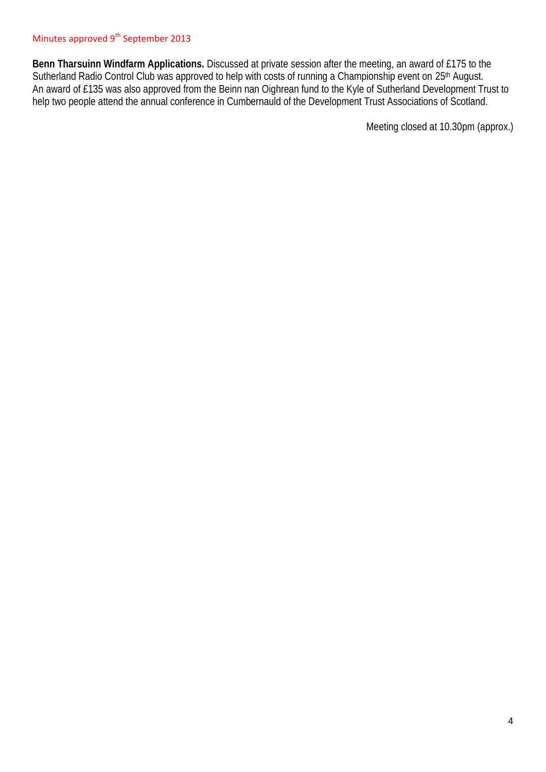Minutes approved 9th September 2013

**Benn Tharsuinn Windfarm Applications.** Discussed at private session after the meeting, an award of £175 to the Sutherland Radio Control Club was approved to help with costs of running a Championship event on 25th August.
An award of £135 was also approved from the Beinn nan Oighrean fund to the Kyle of Sutherland Development Trust to help two people attend the annual conference in Cumbernauld of the Development Trust Associations of Scotland.

Meeting closed at 10.30pm (approx.)